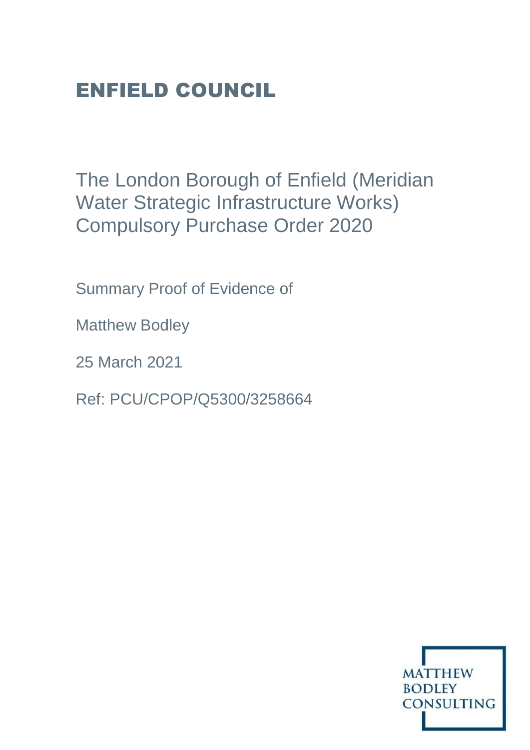# ENFIELD COUNCIL

## The London Borough of Enfield (Meridian Water Strategic Infrastructure Works) Compulsory Purchase Order 2020

Summary Proof of Evidence of

Matthew Bodley

25 March 2021

Ref: PCU/CPOP/Q5300/3258664

MATTHEW BODLEY CONSULTING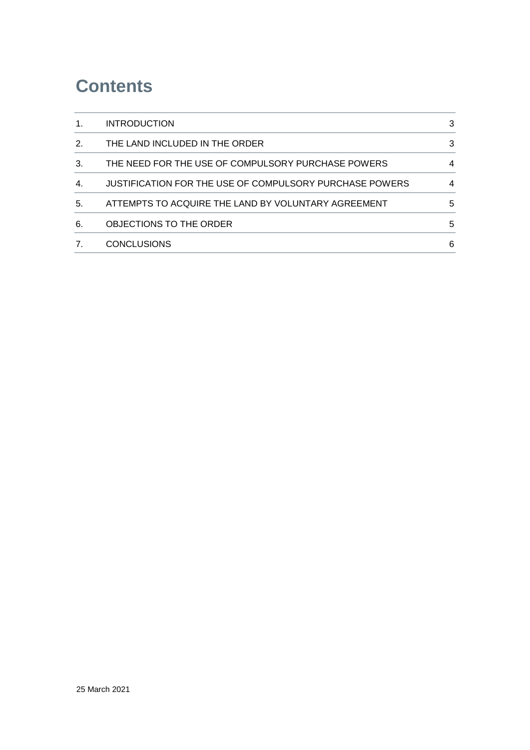# Contents

| | | |
|---|---|---|
| 1. | INTRODUCTION | 3 |
| 2. | THE LAND INCLUDED IN THE ORDER | 3 |
| 3. | THE NEED FOR THE USE OF COMPULSORY PURCHASE POWERS | 4 |
| 4. | JUSTIFICATION FOR THE USE OF COMPULSORY PURCHASE POWERS | 4 |
| 5. | ATTEMPTS TO ACQUIRE THE LAND BY VOLUNTARY AGREEMENT | 5 |
| 6. | OBJECTIONS TO THE ORDER | 5 |
| 7. | CONCLUSIONS | 6 |

25 March 2021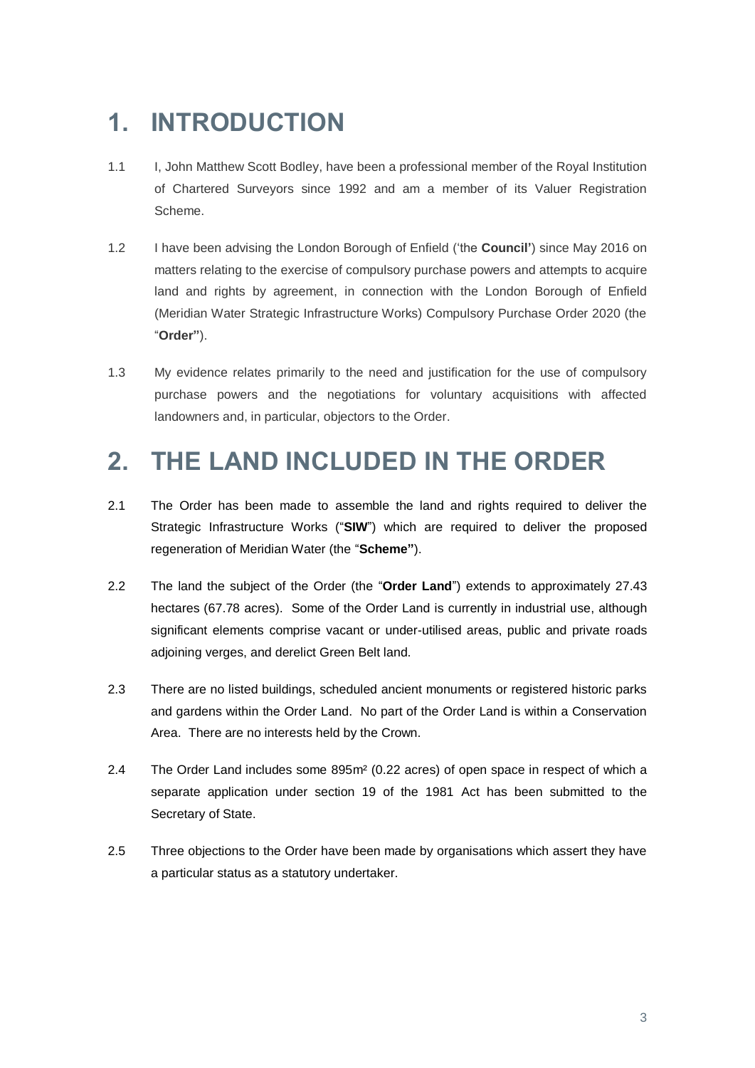# 1. INTRODUCTION

1.1 I, John Matthew Scott Bodley, have been a professional member of the Royal Institution of Chartered Surveyors since 1992 and am a member of its Valuer Registration Scheme.

1.2 I have been advising the London Borough of Enfield ('the **Council'**) since May 2016 on matters relating to the exercise of compulsory purchase powers and attempts to acquire land and rights by agreement, in connection with the London Borough of Enfield (Meridian Water Strategic Infrastructure Works) Compulsory Purchase Order 2020 (the "**Order"**).

1.3 My evidence relates primarily to the need and justification for the use of compulsory purchase powers and the negotiations for voluntary acquisitions with affected landowners and, in particular, objectors to the Order.

# 2. THE LAND INCLUDED IN THE ORDER

2.1 The Order has been made to assemble the land and rights required to deliver the Strategic Infrastructure Works ("**SIW**") which are required to deliver the proposed regeneration of Meridian Water (the "**Scheme"**).

2.2 The land the subject of the Order (the "**Order Land**") extends to approximately 27.43 hectares (67.78 acres). Some of the Order Land is currently in industrial use, although significant elements comprise vacant or under-utilised areas, public and private roads adjoining verges, and derelict Green Belt land.

2.3 There are no listed buildings, scheduled ancient monuments or registered historic parks and gardens within the Order Land. No part of the Order Land is within a Conservation Area. There are no interests held by the Crown.

2.4 The Order Land includes some 895m² (0.22 acres) of open space in respect of which a separate application under section 19 of the 1981 Act has been submitted to the Secretary of State.

2.5 Three objections to the Order have been made by organisations which assert they have a particular status as a statutory undertaker.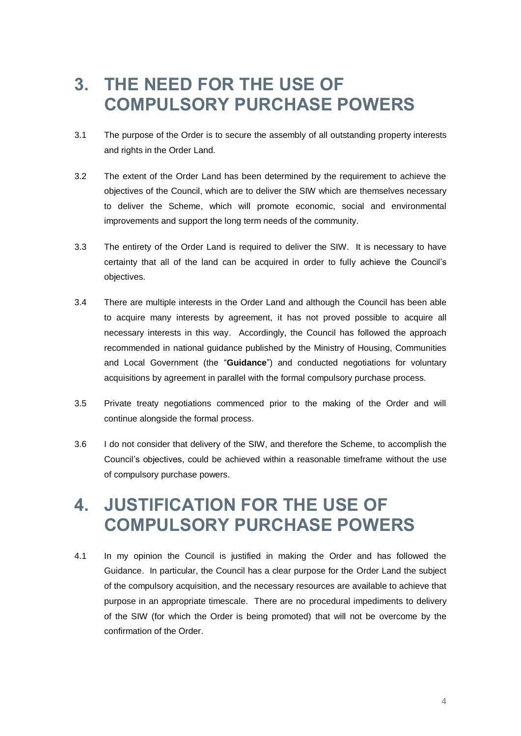# 3. THE NEED FOR THE USE OF COMPULSORY PURCHASE POWERS

3.1 The purpose of the Order is to secure the assembly of all outstanding property interests and rights in the Order Land.

3.2 The extent of the Order Land has been determined by the requirement to achieve the objectives of the Council, which are to deliver the SIW which are themselves necessary to deliver the Scheme, which will promote economic, social and environmental improvements and support the long term needs of the community.

3.3 The entirety of the Order Land is required to deliver the SIW. It is necessary to have certainty that all of the land can be acquired in order to fully achieve the Council's objectives.

3.4 There are multiple interests in the Order Land and although the Council has been able to acquire many interests by agreement, it has not proved possible to acquire all necessary interests in this way. Accordingly, the Council has followed the approach recommended in national guidance published by the Ministry of Housing, Communities and Local Government (the "**Guidance**") and conducted negotiations for voluntary acquisitions by agreement in parallel with the formal compulsory purchase process.

3.5 Private treaty negotiations commenced prior to the making of the Order and will continue alongside the formal process.

3.6 I do not consider that delivery of the SIW, and therefore the Scheme, to accomplish the Council's objectives, could be achieved within a reasonable timeframe without the use of compulsory purchase powers.

# 4. JUSTIFICATION FOR THE USE OF COMPULSORY PURCHASE POWERS

4.1 In my opinion the Council is justified in making the Order and has followed the Guidance. In particular, the Council has a clear purpose for the Order Land the subject of the compulsory acquisition, and the necessary resources are available to achieve that purpose in an appropriate timescale. There are no procedural impediments to delivery of the SIW (for which the Order is being promoted) that will not be overcome by the confirmation of the Order.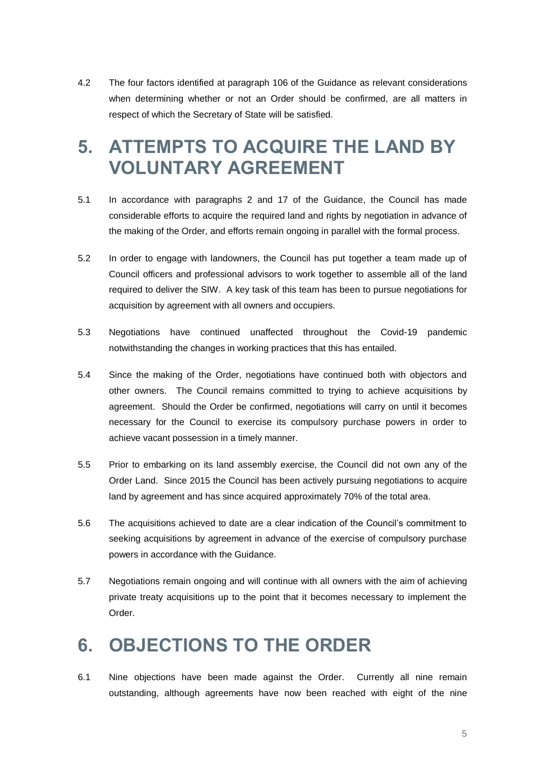4.2 The four factors identified at paragraph 106 of the Guidance as relevant considerations when determining whether or not an Order should be confirmed, are all matters in respect of which the Secretary of State will be satisfied.

# 5. ATTEMPTS TO ACQUIRE THE LAND BY VOLUNTARY AGREEMENT

5.1 In accordance with paragraphs 2 and 17 of the Guidance, the Council has made considerable efforts to acquire the required land and rights by negotiation in advance of the making of the Order, and efforts remain ongoing in parallel with the formal process.

5.2 In order to engage with landowners, the Council has put together a team made up of Council officers and professional advisors to work together to assemble all of the land required to deliver the SIW. A key task of this team has been to pursue negotiations for acquisition by agreement with all owners and occupiers.

5.3 Negotiations have continued unaffected throughout the Covid-19 pandemic notwithstanding the changes in working practices that this has entailed.

5.4 Since the making of the Order, negotiations have continued both with objectors and other owners. The Council remains committed to trying to achieve acquisitions by agreement. Should the Order be confirmed, negotiations will carry on until it becomes necessary for the Council to exercise its compulsory purchase powers in order to achieve vacant possession in a timely manner.

5.5 Prior to embarking on its land assembly exercise, the Council did not own any of the Order Land. Since 2015 the Council has been actively pursuing negotiations to acquire land by agreement and has since acquired approximately 70% of the total area.

5.6 The acquisitions achieved to date are a clear indication of the Council's commitment to seeking acquisitions by agreement in advance of the exercise of compulsory purchase powers in accordance with the Guidance.

5.7 Negotiations remain ongoing and will continue with all owners with the aim of achieving private treaty acquisitions up to the point that it becomes necessary to implement the Order.

# 6. OBJECTIONS TO THE ORDER

6.1 Nine objections have been made against the Order. Currently all nine remain outstanding, although agreements have now been reached with eight of the nine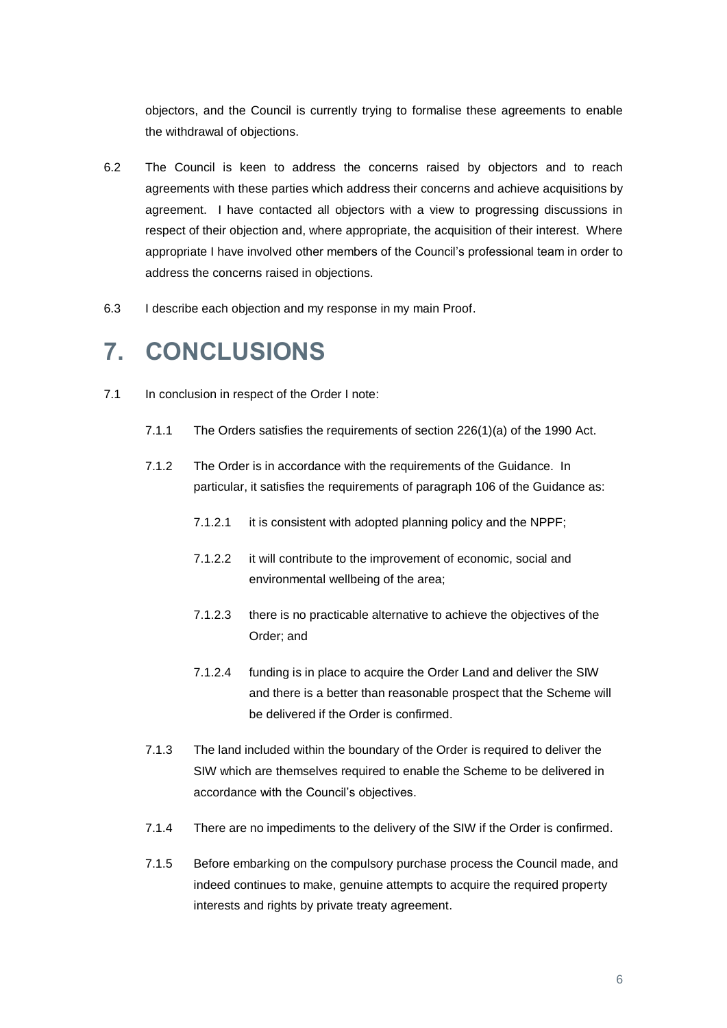objectors, and the Council is currently trying to formalise these agreements to enable the withdrawal of objections.

6.2 The Council is keen to address the concerns raised by objectors and to reach agreements with these parties which address their concerns and achieve acquisitions by agreement. I have contacted all objectors with a view to progressing discussions in respect of their objection and, where appropriate, the acquisition of their interest. Where appropriate I have involved other members of the Council's professional team in order to address the concerns raised in objections.

6.3 I describe each objection and my response in my main Proof.

# 7. CONCLUSIONS

7.1 In conclusion in respect of the Order I note:

7.1.1 The Orders satisfies the requirements of section 226(1)(a) of the 1990 Act.

7.1.2 The Order is in accordance with the requirements of the Guidance. In particular, it satisfies the requirements of paragraph 106 of the Guidance as:

7.1.2.1 it is consistent with adopted planning policy and the NPPF;

7.1.2.2 it will contribute to the improvement of economic, social and environmental wellbeing of the area;

7.1.2.3 there is no practicable alternative to achieve the objectives of the Order; and

7.1.2.4 funding is in place to acquire the Order Land and deliver the SIW and there is a better than reasonable prospect that the Scheme will be delivered if the Order is confirmed.

7.1.3 The land included within the boundary of the Order is required to deliver the SIW which are themselves required to enable the Scheme to be delivered in accordance with the Council's objectives.

7.1.4 There are no impediments to the delivery of the SIW if the Order is confirmed.

7.1.5 Before embarking on the compulsory purchase process the Council made, and indeed continues to make, genuine attempts to acquire the required property interests and rights by private treaty agreement.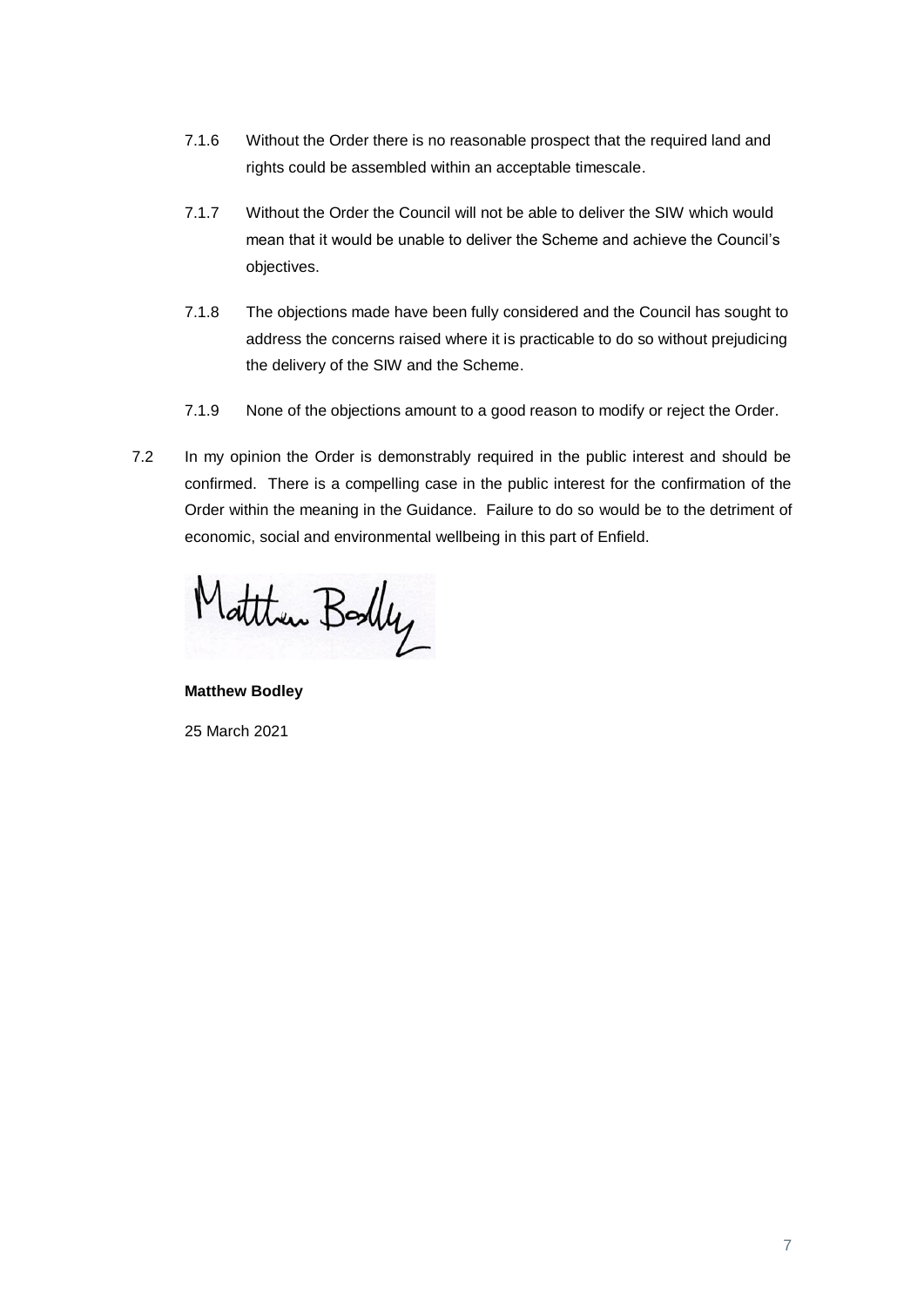7.1.6 Without the Order there is no reasonable prospect that the required land and rights could be assembled within an acceptable timescale.

7.1.7 Without the Order the Council will not be able to deliver the SIW which would mean that it would be unable to deliver the Scheme and achieve the Council's objectives.

7.1.8 The objections made have been fully considered and the Council has sought to address the concerns raised where it is practicable to do so without prejudicing the delivery of the SIW and the Scheme.

7.1.9 None of the objections amount to a good reason to modify or reject the Order.

7.2 In my opinion the Order is demonstrably required in the public interest and should be confirmed. There is a compelling case in the public interest for the confirmation of the Order within the meaning in the Guidance. Failure to do so would be to the detriment of economic, social and environmental wellbeing in this part of Enfield.

Matthew Bodley

**Matthew Bodley**

25 March 2021